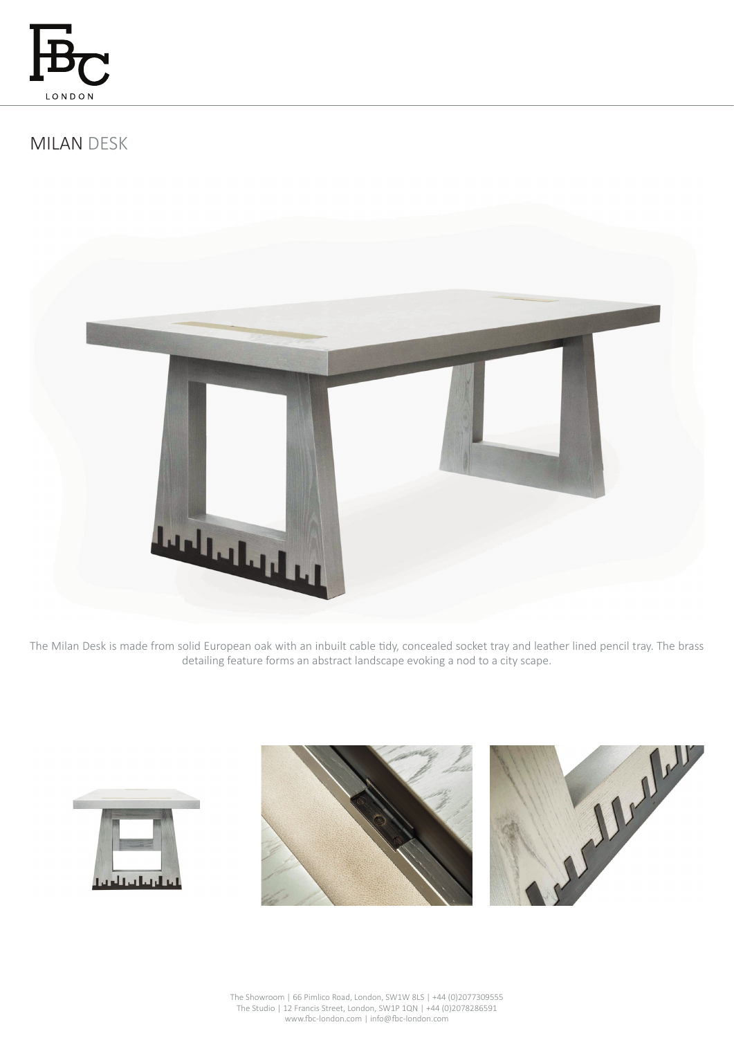# MILAN DESK

The Milan Desk is made from solid European oak with an inbuilt cable tidy, concealed socket tray and leather lined pencil tray. The brass detailing feature forms an abstract landscape evoking a nod to a city scape.

The Showroom | 66 Pimlico Road, London, SW1W 8LS | +44 (0)2077309555
The Studio | 12 Francis Street, London, SW1P 1QN | +44 (0)2078286591
www.fbc-london.com | info@fbc-london.com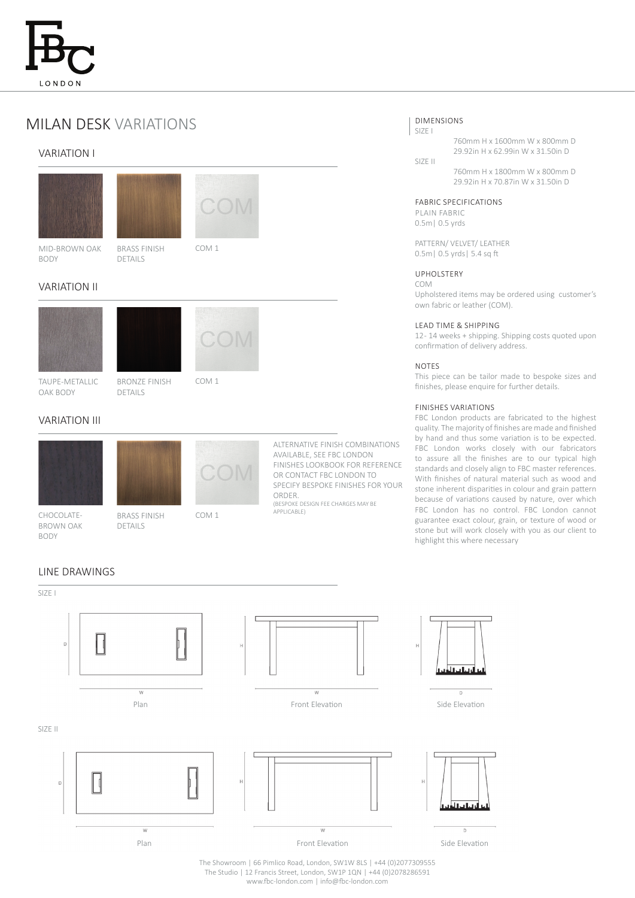# MILAN DESK VARIATIONS

## VARIATION I

MID-BROWN OAK BODY

BRASS FINISH DETAILS

COM 1

## VARIATION II

TAUPE-METALLIC OAK BODY

BRONZE FINISH DETAILS

COM 1

## VARIATION III

CHOCOLATE-BROWN OAK BODY

BRASS FINISH DETAILS

COM 1

ALTERNATIVE FINISH COMBINATIONS AVAILABLE, SEE FBC LONDON FINISHES LOOKBOOK FOR REFERENCE OR CONTACT FBC LONDON TO SPECIFY BESPOKE FINISHES FOR YOUR ORDER.
(BESPOKE DESIGN FEE CHARGES MAY BE APPLICABLE)

## LINE DRAWINGS

SIZE I

D

W

H

Plan

Front Elevation

Side Elevation

SIZE II

D

W

H

Plan

Front Elevation

Side Elevation

### DIMENSIONS

SIZE I

760mm H x 1600mm W x 800mm D
29.92in H x 62.99in W x 31.50in D

SIZE II

760mm H x 1800mm W x 800mm D
29.92in H x 70.87in W x 31.50in D

### FABRIC SPECIFICATIONS

PLAIN FABRIC
0.5m| 0.5 yrds

PATTERN/ VELVET/ LEATHER
0.5m| 0.5 yrds| 5.4 sq ft

### UPHOLSTERY

COM
Upholstered items may be ordered using customer's own fabric or leather (COM).

### LEAD TIME & SHIPPING

12- 14 weeks + shipping. Shipping costs quoted upon confirmation of delivery address.

### NOTES

This piece can be tailor made to bespoke sizes and finishes, please enquire for further details.

### FINISHES VARIATIONS

FBC London products are fabricated to the highest quality. The majority of finishes are made and finished by hand and thus some variation is to be expected. FBC London works closely with our fabricators to assure all the finishes are to our typical high standards and closely align to FBC master references. With finishes of natural material such as wood and stone inherent disparities in colour and grain pattern because of variations caused by nature, over which FBC London has no control. FBC London cannot guarantee exact colour, grain, or texture of wood or stone but will work closely with you as our client to highlight this where necessary

The Showroom | 66 Pimlico Road, London, SW1W 8LS | +44 (0)2077309555
The Studio | 12 Francis Street, London, SW1P 1QN | +44 (0)2078286591
www.fbc-london.com | info@fbc-london.com